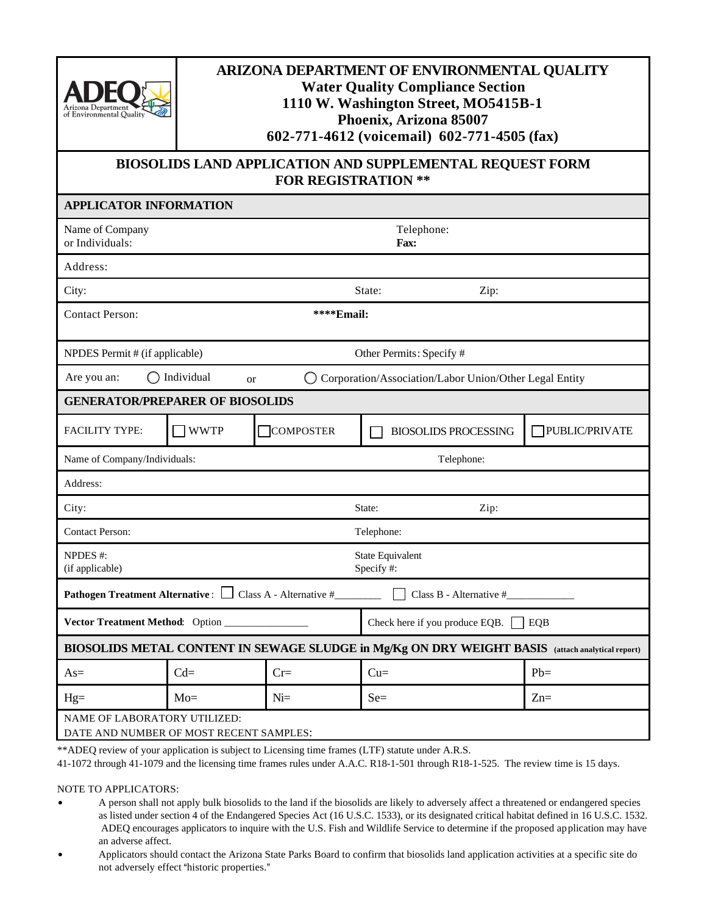ADEQ Arizona Department of Environmental Quality

# ARIZONA DEPARTMENT OF ENVIRONMENTAL QUALITY

**Water Quality Compliance Section**
**1110 W. Washington Street, MO5415B-1**
**Phoenix, Arizona 85007**
**602-771-4612 (voicemail) 602-771-4505 (fax)**

## BIOSOLIDS LAND APPLICATION AND SUPPLEMENTAL REQUEST FORM FOR REGISTRATION **

### APPLICATOR INFORMATION

Name of Company or Individuals: Telephone: **Fax:**

Address:

City: State: Zip:

Contact Person: ****Email:

NPDES Permit # (if applicable) Other Permits: Specify #

Are you an: ◯ Individual or ◯ Corporation/Association/Labor Union/Other Legal Entity

### GENERATOR/PREPARER OF BIOSOLIDS

FACILITY TYPE: ☐ WWTP ☐ COMPOSTER ☐ BIOSOLIDS PROCESSING ☐ PUBLIC/PRIVATE

Name of Company/Individuals: Telephone:

Address:

City: State: Zip:

Contact Person: Telephone:

NPDES #: (if applicable) State Equivalent Specify #:

**Pathogen Treatment Alternative**: ☐ Class A - Alternative #________ ☐ Class B - Alternative #____________

**Vector Treatment Method**: Option _______________ Check here if you produce EQB. ☐ EQB

### BIOSOLIDS METAL CONTENT IN SEWAGE SLUDGE in Mg/Kg ON DRY WEIGHT BASIS (attach analytical report)

| | | | | |
|---|---|---|---|---|
| As= | Cd= | Cr= | Cu= | Pb= |
| Hg= | Mo= | Ni= | Se= | Zn= |

NAME OF LABORATORY UTILIZED:
DATE AND NUMBER OF MOST RECENT SAMPLES:

**ADEQ review of your application is subject to Licensing time frames (LTF) statute under A.R.S. 41-1072 through 41-1079 and the licensing time frames rules under A.A.C. R18-1-501 through R18-1-525. The review time is 15 days.

NOTE TO APPLICATORS:

- A person shall not apply bulk biosolids to the land if the biosolids are likely to adversely affect a threatened or endangered species as listed under section 4 of the Endangered Species Act (16 U.S.C. 1533), or its designated critical habitat defined in 16 U.S.C. 1532. ADEQ encourages applicators to inquire with the U.S. Fish and Wildlife Service to determine if the proposed application may have an adverse affect.
- Applicators should contact the Arizona State Parks Board to confirm that biosolids land application activities at a specific site do not adversely effect "historic properties."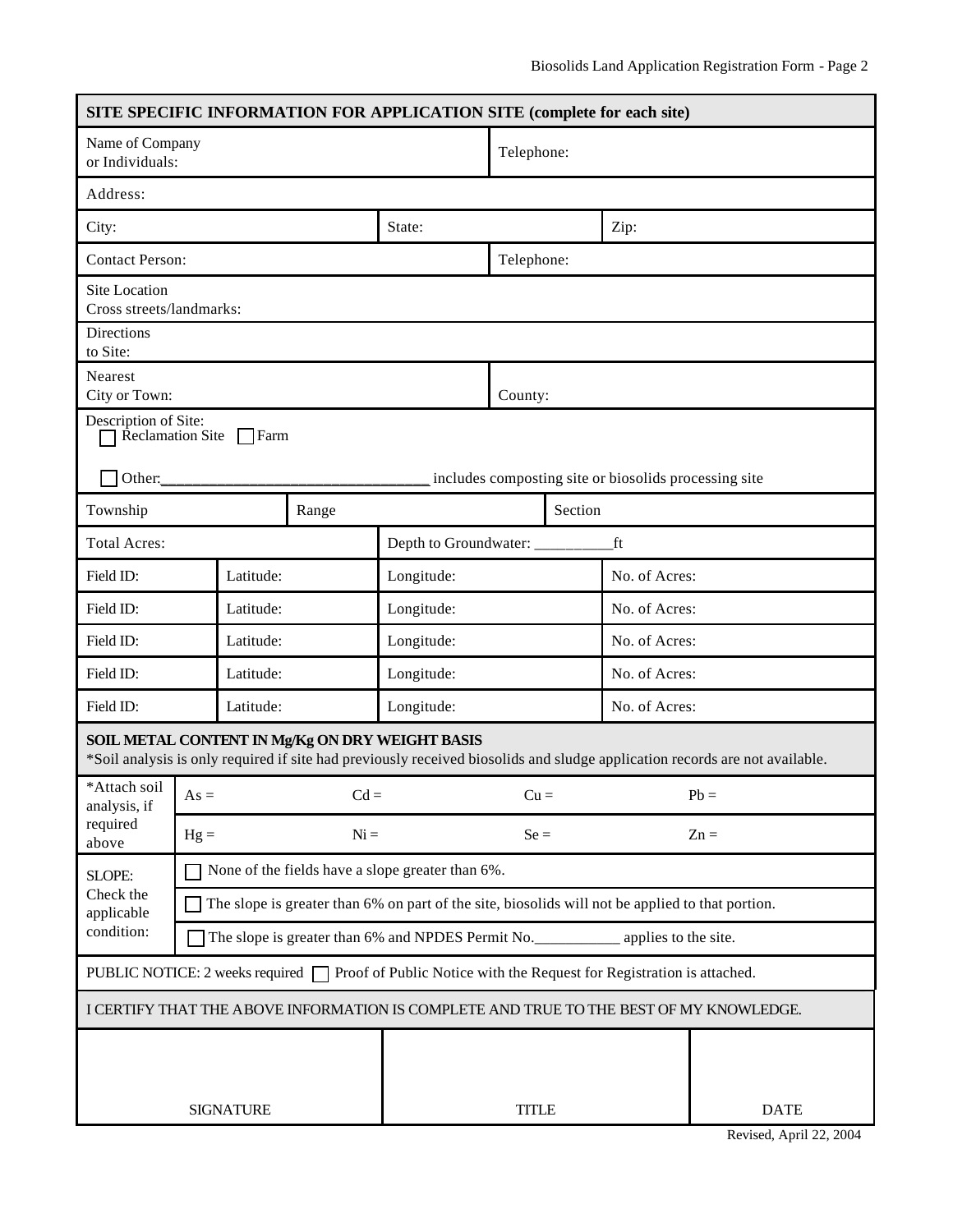## SITE SPECIFIC INFORMATION FOR APPLICATION SITE (complete for each site)

| | |
|---|---|
| Name of Company or Individuals: | Telephone: |
| Address: | |

| | | |
|---|---|---|
| City: | State: | Zip: |

| | |
|---|---|
| Contact Person: | Telephone: |
| Site Location Cross streets/landmarks: | |
| Directions to Site: | |
| Nearest City or Town: | County: |

Description of Site:
☐ Reclamation Site ☐ Farm

☐ Other:________________________________ includes composting site or biosolids processing site

| | | |
|---|---|---|
| Township | Range | Section |

| | |
|---|---|
| Total Acres: | Depth to Groundwater: __________ft |

| | | | |
|---|---|---|---|
| Field ID: | Latitude: | Longitude: | No. of Acres: |
| Field ID: | Latitude: | Longitude: | No. of Acres: |
| Field ID: | Latitude: | Longitude: | No. of Acres: |
| Field ID: | Latitude: | Longitude: | No. of Acres: |
| Field ID: | Latitude: | Longitude: | No. of Acres: |

**SOIL METAL CONTENT IN Mg/Kg ON DRY WEIGHT BASIS**
*Soil analysis is only required if site had previously received biosolids and sludge application records are not available.

| | | | | |
|---|---|---|---|---|
| *Attach soil analysis, if required above | As = | Cd = | Cu = | Pb = |
| | Hg = | Ni = | Se = | Zn = |

| | |
|---|---|
| SLOPE: Check the applicable condition: | ☐ None of the fields have a slope greater than 6%. |
| | ☐ The slope is greater than 6% on part of the site, biosolids will not be applied to that portion. |
| | ☐ The slope is greater than 6% and NPDES Permit No.___________ applies to the site. |

PUBLIC NOTICE: 2 weeks required ☐ Proof of Public Notice with the Request for Registration is attached.

I CERTIFY THAT THE ABOVE INFORMATION IS COMPLETE AND TRUE TO THE BEST OF MY KNOWLEDGE.

| | | |
|---|---|---|
| SIGNATURE | TITLE | DATE |

Revised, April 22, 2004